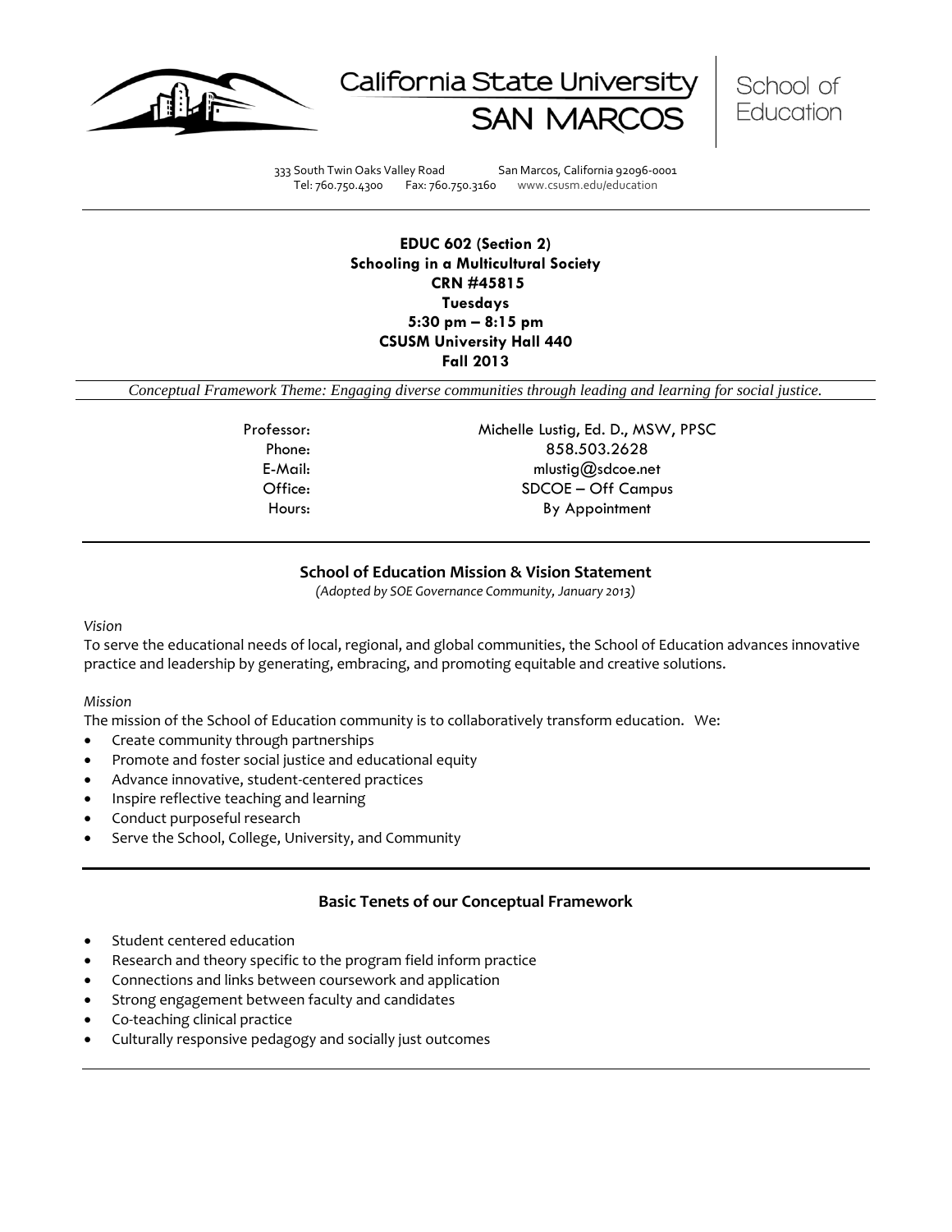California State University SAN MARCOS | School of Education

333 South Twin Oaks Valley Road San Marcos, California 92096-0001
Tel: 760.750.4300 Fax: 760.750.3160 www.csusm.edu/education

---

**EDUC 602 (Section 2)**
**Schooling in a Multicultural Society**
**CRN #45815**
**Tuesdays**
**5:30 pm – 8:15 pm**
**CSUSM University Hall 440**
**Fall 2013**

*Conceptual Framework Theme: Engaging diverse communities through leading and learning for social justice.*

| | |
|---|---|
| Professor: | Michelle Lustig, Ed. D., MSW, PPSC |
| Phone: | 858.503.2628 |
| E-Mail: | mlustig@sdcoe.net |
| Office: | SDCOE – Off Campus |
| Hours: | By Appointment |

---

## School of Education Mission & Vision Statement

*(Adopted by SOE Governance Community, January 2013)*

*Vision*

To serve the educational needs of local, regional, and global communities, the School of Education advances innovative practice and leadership by generating, embracing, and promoting equitable and creative solutions.

*Mission*

The mission of the School of Education community is to collaboratively transform education. We:

- Create community through partnerships
- Promote and foster social justice and educational equity
- Advance innovative, student-centered practices
- Inspire reflective teaching and learning
- Conduct purposeful research
- Serve the School, College, University, and Community

---

## Basic Tenets of our Conceptual Framework

- Student centered education
- Research and theory specific to the program field inform practice
- Connections and links between coursework and application
- Strong engagement between faculty and candidates
- Co-teaching clinical practice
- Culturally responsive pedagogy and socially just outcomes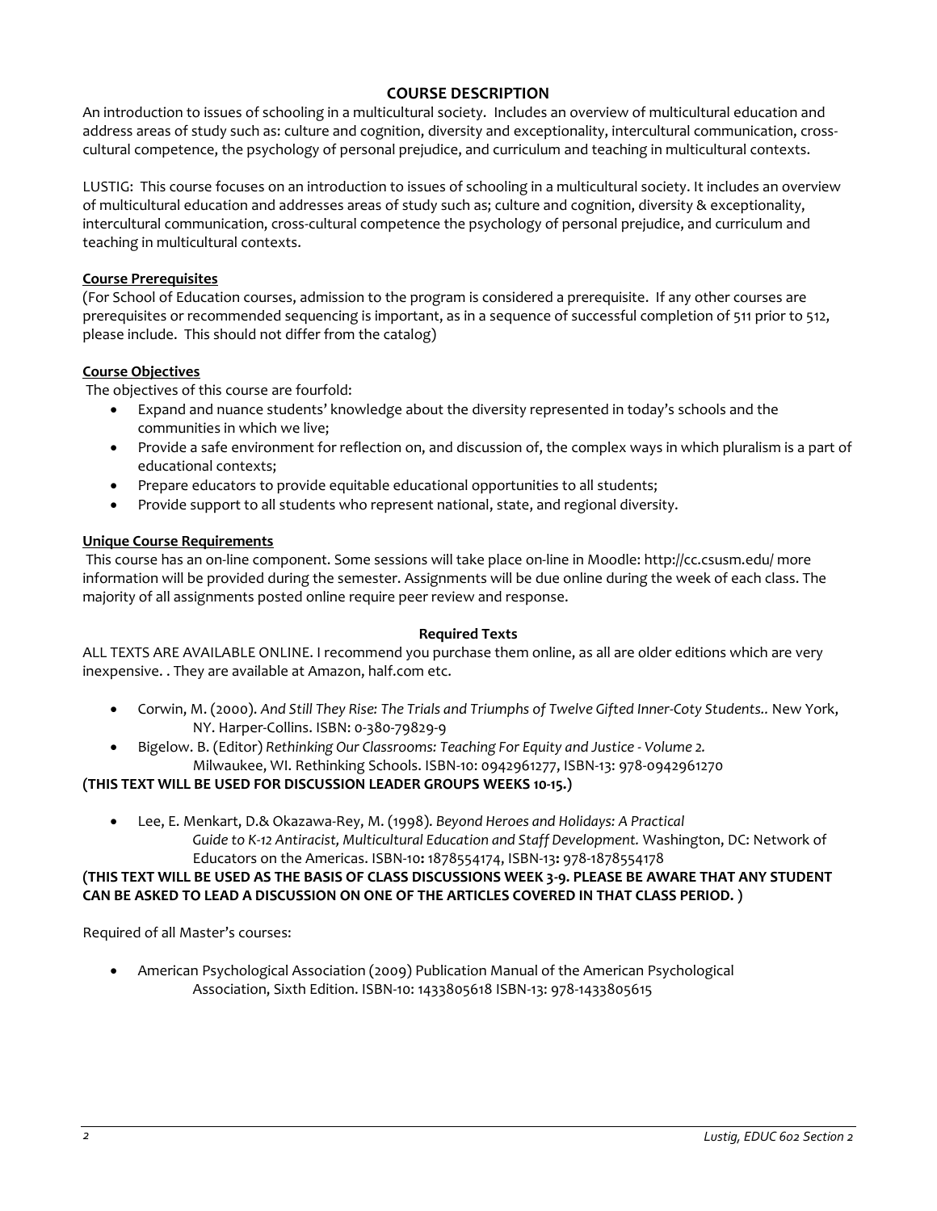## COURSE DESCRIPTION

An introduction to issues of schooling in a multicultural society. Includes an overview of multicultural education and address areas of study such as: culture and cognition, diversity and exceptionality, intercultural communication, cross-cultural competence, the psychology of personal prejudice, and curriculum and teaching in multicultural contexts.

LUSTIG: This course focuses on an introduction to issues of schooling in a multicultural society. It includes an overview of multicultural education and addresses areas of study such as; culture and cognition, diversity & exceptionality, intercultural communication, cross-cultural competence the psychology of personal prejudice, and curriculum and teaching in multicultural contexts.

### Course Prerequisites

(For School of Education courses, admission to the program is considered a prerequisite. If any other courses are prerequisites or recommended sequencing is important, as in a sequence of successful completion of 511 prior to 512, please include. This should not differ from the catalog)

### Course Objectives

The objectives of this course are fourfold:

- Expand and nuance students' knowledge about the diversity represented in today's schools and the communities in which we live;
- Provide a safe environment for reflection on, and discussion of, the complex ways in which pluralism is a part of educational contexts;
- Prepare educators to provide equitable educational opportunities to all students;
- Provide support to all students who represent national, state, and regional diversity.

### Unique Course Requirements

This course has an on-line component. Some sessions will take place on-line in Moodle: http://cc.csusm.edu/ more information will be provided during the semester. Assignments will be due online during the week of each class. The majority of all assignments posted online require peer review and response.

### Required Texts

ALL TEXTS ARE AVAILABLE ONLINE. I recommend you purchase them online, as all are older editions which are very inexpensive. . They are available at Amazon, half.com etc.

- Corwin, M. (2000). *And Still They Rise: The Trials and Triumphs of Twelve Gifted Inner-Coty Students..* New York, NY. Harper-Collins. ISBN: 0-380-79829-9
- Bigelow. B. (Editor) *Rethinking Our Classrooms: Teaching For Equity and Justice - Volume 2.* Milwaukee, WI. Rethinking Schools. ISBN-10: 0942961277, ISBN-13: 978-0942961270

**(THIS TEXT WILL BE USED FOR DISCUSSION LEADER GROUPS WEEKS 10-15.)**

- Lee, E. Menkart, D.& Okazawa-Rey, M. (1998). *Beyond Heroes and Holidays: A Practical Guide to K-12 Antiracist, Multicultural Education and Staff Development.* Washington, DC: Network of Educators on the Americas. ISBN-10**:** 1878554174, ISBN-13**:** 978-1878554178

**(THIS TEXT WILL BE USED AS THE BASIS OF CLASS DISCUSSIONS WEEK 3-9. PLEASE BE AWARE THAT ANY STUDENT CAN BE ASKED TO LEAD A DISCUSSION ON ONE OF THE ARTICLES COVERED IN THAT CLASS PERIOD. )**

Required of all Master's courses:

- American Psychological Association (2009) Publication Manual of the American Psychological Association, Sixth Edition. ISBN-10: 1433805618 ISBN-13: 978-1433805615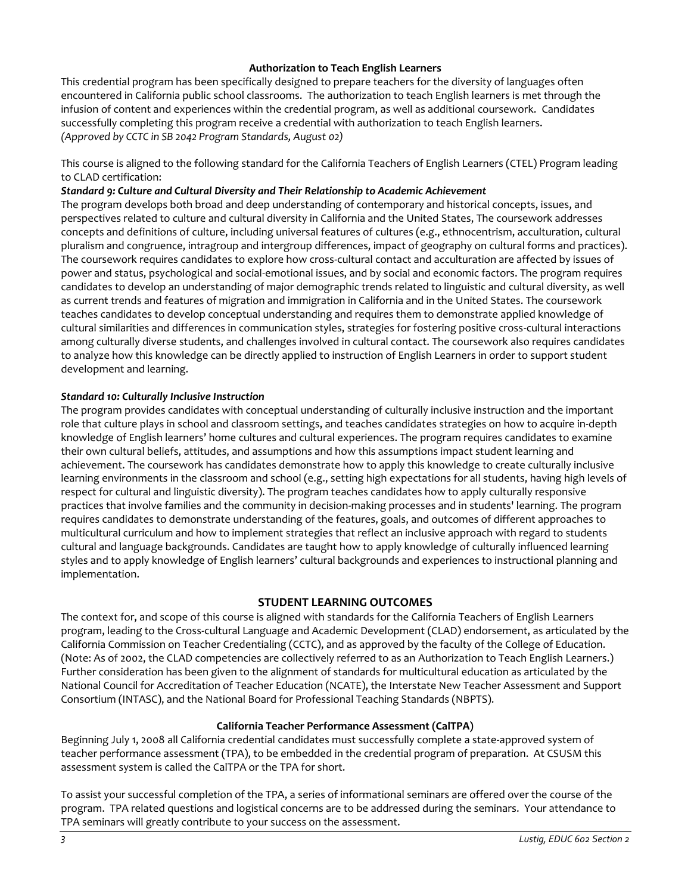### Authorization to Teach English Learners

This credential program has been specifically designed to prepare teachers for the diversity of languages often encountered in California public school classrooms. The authorization to teach English learners is met through the infusion of content and experiences within the credential program, as well as additional coursework. Candidates successfully completing this program receive a credential with authorization to teach English learners.
*(Approved by CCTC in SB 2042 Program Standards, August 02)*

This course is aligned to the following standard for the California Teachers of English Learners (CTEL) Program leading to CLAD certification:

***Standard 9: Culture and Cultural Diversity and Their Relationship to Academic Achievement***

The program develops both broad and deep understanding of contemporary and historical concepts, issues, and perspectives related to culture and cultural diversity in California and the United States, The coursework addresses concepts and definitions of culture, including universal features of cultures (e.g., ethnocentrism, acculturation, cultural pluralism and congruence, intragroup and intergroup differences, impact of geography on cultural forms and practices). The coursework requires candidates to explore how cross-cultural contact and acculturation are affected by issues of power and status, psychological and social-emotional issues, and by social and economic factors. The program requires candidates to develop an understanding of major demographic trends related to linguistic and cultural diversity, as well as current trends and features of migration and immigration in California and in the United States. The coursework teaches candidates to develop conceptual understanding and requires them to demonstrate applied knowledge of cultural similarities and differences in communication styles, strategies for fostering positive cross-cultural interactions among culturally diverse students, and challenges involved in cultural contact. The coursework also requires candidates to analyze how this knowledge can be directly applied to instruction of English Learners in order to support student development and learning.

***Standard 10: Culturally Inclusive Instruction***

The program provides candidates with conceptual understanding of culturally inclusive instruction and the important role that culture plays in school and classroom settings, and teaches candidates strategies on how to acquire in-depth knowledge of English learners' home cultures and cultural experiences. The program requires candidates to examine their own cultural beliefs, attitudes, and assumptions and how this assumptions impact student learning and achievement. The coursework has candidates demonstrate how to apply this knowledge to create culturally inclusive learning environments in the classroom and school (e.g., setting high expectations for all students, having high levels of respect for cultural and linguistic diversity). The program teaches candidates how to apply culturally responsive practices that involve families and the community in decision-making processes and in students' learning. The program requires candidates to demonstrate understanding of the features, goals, and outcomes of different approaches to multicultural curriculum and how to implement strategies that reflect an inclusive approach with regard to students cultural and language backgrounds. Candidates are taught how to apply knowledge of culturally influenced learning styles and to apply knowledge of English learners' cultural backgrounds and experiences to instructional planning and implementation.

## STUDENT LEARNING OUTCOMES

The context for, and scope of this course is aligned with standards for the California Teachers of English Learners program, leading to the Cross-cultural Language and Academic Development (CLAD) endorsement, as articulated by the California Commission on Teacher Credentialing (CCTC), and as approved by the faculty of the College of Education. (Note: As of 2002, the CLAD competencies are collectively referred to as an Authorization to Teach English Learners.) Further consideration has been given to the alignment of standards for multicultural education as articulated by the National Council for Accreditation of Teacher Education (NCATE), the Interstate New Teacher Assessment and Support Consortium (INTASC), and the National Board for Professional Teaching Standards (NBPTS).

### California Teacher Performance Assessment (CalTPA)

Beginning July 1, 2008 all California credential candidates must successfully complete a state-approved system of teacher performance assessment (TPA), to be embedded in the credential program of preparation. At CSUSM this assessment system is called the CalTPA or the TPA for short.

To assist your successful completion of the TPA, a series of informational seminars are offered over the course of the program. TPA related questions and logistical concerns are to be addressed during the seminars. Your attendance to TPA seminars will greatly contribute to your success on the assessment.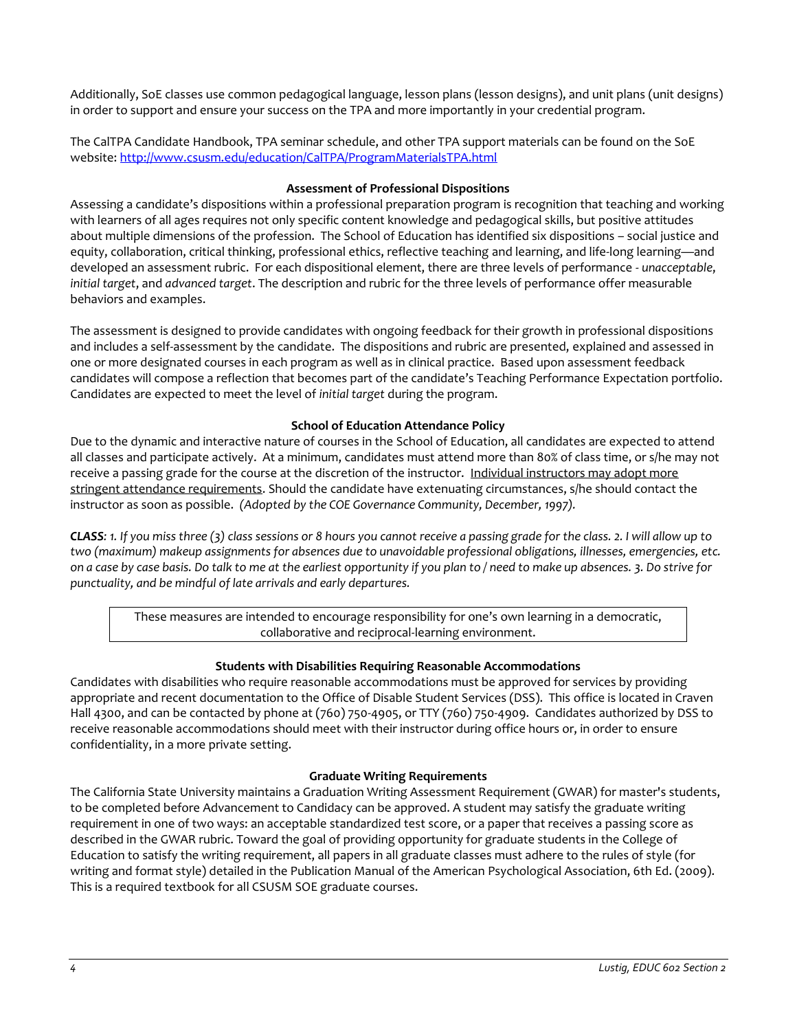Additionally, SoE classes use common pedagogical language, lesson plans (lesson designs), and unit plans (unit designs) in order to support and ensure your success on the TPA and more importantly in your credential program.

The CalTPA Candidate Handbook, TPA seminar schedule, and other TPA support materials can be found on the SoE website: http://www.csusm.edu/education/CalTPA/ProgramMaterialsTPA.html

### Assessment of Professional Dispositions

Assessing a candidate's dispositions within a professional preparation program is recognition that teaching and working with learners of all ages requires not only specific content knowledge and pedagogical skills, but positive attitudes about multiple dimensions of the profession. The School of Education has identified six dispositions – social justice and equity, collaboration, critical thinking, professional ethics, reflective teaching and learning, and life-long learning—and developed an assessment rubric. For each dispositional element, there are three levels of performance - *unacceptable*, *initial target*, and *advanced target*. The description and rubric for the three levels of performance offer measurable behaviors and examples.

The assessment is designed to provide candidates with ongoing feedback for their growth in professional dispositions and includes a self-assessment by the candidate. The dispositions and rubric are presented, explained and assessed in one or more designated courses in each program as well as in clinical practice. Based upon assessment feedback candidates will compose a reflection that becomes part of the candidate's Teaching Performance Expectation portfolio. Candidates are expected to meet the level of *initial target* during the program.

### School of Education Attendance Policy

Due to the dynamic and interactive nature of courses in the School of Education, all candidates are expected to attend all classes and participate actively. At a minimum, candidates must attend more than 80% of class time, or s/he may not receive a passing grade for the course at the discretion of the instructor. Individual instructors may adopt more stringent attendance requirements. Should the candidate have extenuating circumstances, s/he should contact the instructor as soon as possible. *(Adopted by the COE Governance Community, December, 1997).*

***CLASS**: 1. If you miss three (3) class sessions or 8 hours you cannot receive a passing grade for the class. 2. I will allow up to two (maximum) makeup assignments for absences due to unavoidable professional obligations, illnesses, emergencies, etc. on a case by case basis. Do talk to me at the earliest opportunity if you plan to / need to make up absences. 3. Do strive for punctuality, and be mindful of late arrivals and early departures.*

> These measures are intended to encourage responsibility for one's own learning in a democratic, collaborative and reciprocal-learning environment.

### Students with Disabilities Requiring Reasonable Accommodations

Candidates with disabilities who require reasonable accommodations must be approved for services by providing appropriate and recent documentation to the Office of Disable Student Services (DSS). This office is located in Craven Hall 4300, and can be contacted by phone at (760) 750-4905, or TTY (760) 750-4909. Candidates authorized by DSS to receive reasonable accommodations should meet with their instructor during office hours or, in order to ensure confidentiality, in a more private setting.

### Graduate Writing Requirements

The California State University maintains a Graduation Writing Assessment Requirement (GWAR) for master's students, to be completed before Advancement to Candidacy can be approved. A student may satisfy the graduate writing requirement in one of two ways: an acceptable standardized test score, or a paper that receives a passing score as described in the GWAR rubric. Toward the goal of providing opportunity for graduate students in the College of Education to satisfy the writing requirement, all papers in all graduate classes must adhere to the rules of style (for writing and format style) detailed in the Publication Manual of the American Psychological Association, 6th Ed. (2009). This is a required textbook for all CSUSM SOE graduate courses.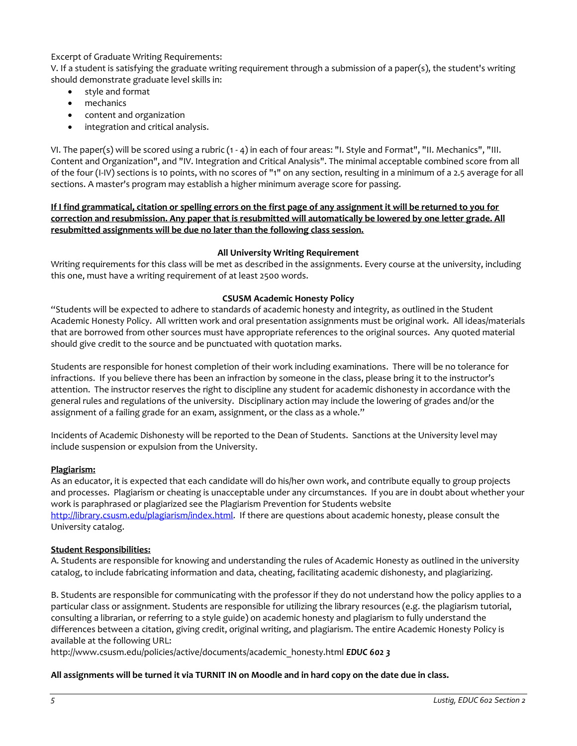Excerpt of Graduate Writing Requirements:

V. If a student is satisfying the graduate writing requirement through a submission of a paper(s), the student's writing should demonstrate graduate level skills in:

- style and format
- mechanics
- content and organization
- integration and critical analysis.

VI. The paper(s) will be scored using a rubric (1 - 4) in each of four areas: "I. Style and Format", "II. Mechanics", "III. Content and Organization", and "IV. Integration and Critical Analysis". The minimal acceptable combined score from all of the four (I-IV) sections is 10 points, with no scores of "1" on any section, resulting in a minimum of a 2.5 average for all sections. A master's program may establish a higher minimum average score for passing.

**<u>If I find grammatical, citation or spelling errors on the first page of any assignment it will be returned to you for correction and resubmission. Any paper that is resubmitted will automatically be lowered by one letter grade. All resubmitted assignments will be due no later than the following class session.</u>**

### All University Writing Requirement

Writing requirements for this class will be met as described in the assignments. Every course at the university, including this one, must have a writing requirement of at least 2500 words.

### CSUSM Academic Honesty Policy

"Students will be expected to adhere to standards of academic honesty and integrity, as outlined in the Student Academic Honesty Policy. All written work and oral presentation assignments must be original work. All ideas/materials that are borrowed from other sources must have appropriate references to the original sources. Any quoted material should give credit to the source and be punctuated with quotation marks.

Students are responsible for honest completion of their work including examinations. There will be no tolerance for infractions. If you believe there has been an infraction by someone in the class, please bring it to the instructor's attention. The instructor reserves the right to discipline any student for academic dishonesty in accordance with the general rules and regulations of the university. Disciplinary action may include the lowering of grades and/or the assignment of a failing grade for an exam, assignment, or the class as a whole."

Incidents of Academic Dishonesty will be reported to the Dean of Students. Sanctions at the University level may include suspension or expulsion from the University.

**<u>Plagiarism:</u>**

As an educator, it is expected that each candidate will do his/her own work, and contribute equally to group projects and processes. Plagiarism or cheating is unacceptable under any circumstances. If you are in doubt about whether your work is paraphrased or plagiarized see the Plagiarism Prevention for Students website [http://library.csusm.edu/plagiarism/index.html](http://library.csusm.edu/plagiarism/index.html). If there are questions about academic honesty, please consult the University catalog.

**<u>Student Responsibilities:</u>**

A. Students are responsible for knowing and understanding the rules of Academic Honesty as outlined in the university catalog, to include fabricating information and data, cheating, facilitating academic dishonesty, and plagiarizing.

B. Students are responsible for communicating with the professor if they do not understand how the policy applies to a particular class or assignment. Students are responsible for utilizing the library resources (e.g. the plagiarism tutorial, consulting a librarian, or referring to a style guide) on academic honesty and plagiarism to fully understand the differences between a citation, giving credit, original writing, and plagiarism. The entire Academic Honesty Policy is available at the following URL:
http://www.csusm.edu/policies/active/documents/academic_honesty.html ***EDUC 602 3***

**All assignments will be turned it via TURNIT IN on Moodle and in hard copy on the date due in class.**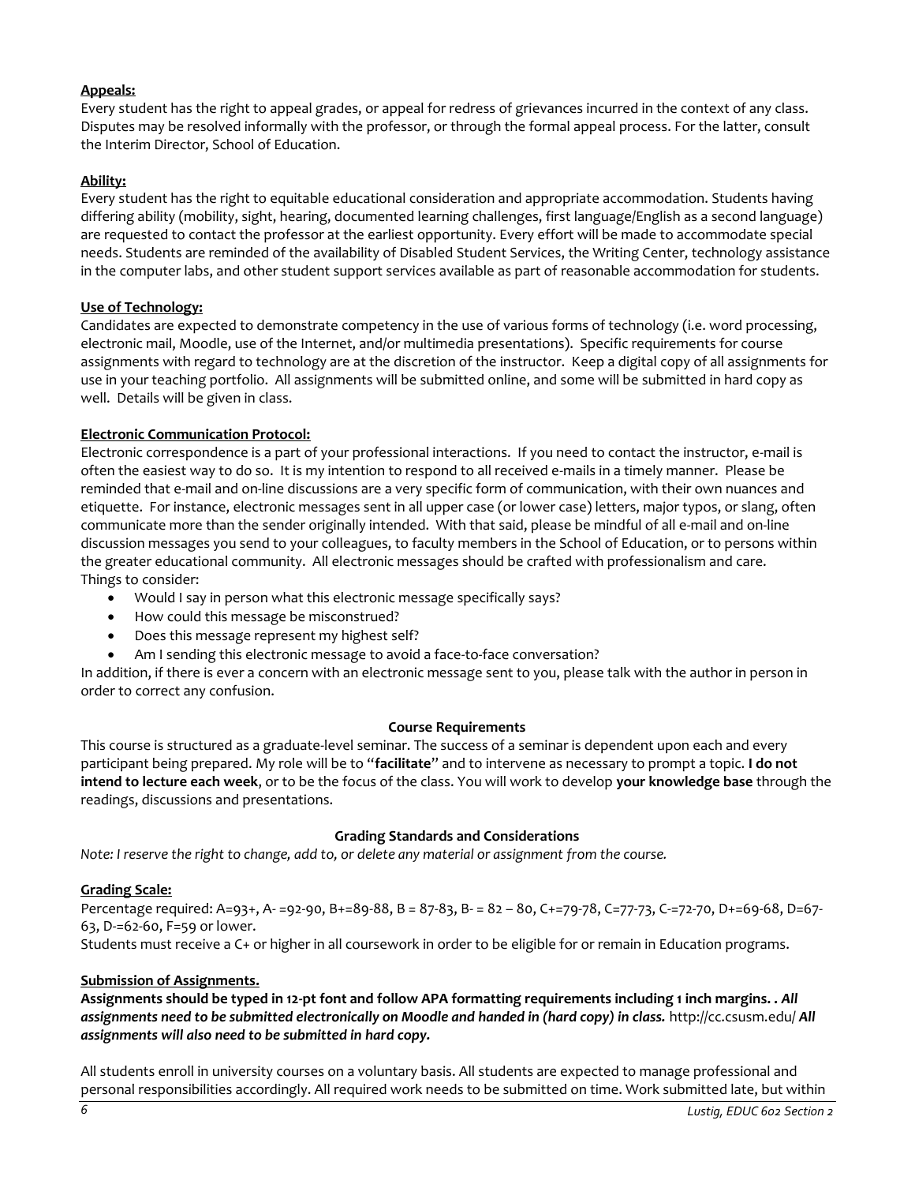**Appeals:**

Every student has the right to appeal grades, or appeal for redress of grievances incurred in the context of any class. Disputes may be resolved informally with the professor, or through the formal appeal process. For the latter, consult the Interim Director, School of Education.

**Ability:**

Every student has the right to equitable educational consideration and appropriate accommodation. Students having differing ability (mobility, sight, hearing, documented learning challenges, first language/English as a second language) are requested to contact the professor at the earliest opportunity. Every effort will be made to accommodate special needs. Students are reminded of the availability of Disabled Student Services, the Writing Center, technology assistance in the computer labs, and other student support services available as part of reasonable accommodation for students.

**Use of Technology:**

Candidates are expected to demonstrate competency in the use of various forms of technology (i.e. word processing, electronic mail, Moodle, use of the Internet, and/or multimedia presentations). Specific requirements for course assignments with regard to technology are at the discretion of the instructor. Keep a digital copy of all assignments for use in your teaching portfolio. All assignments will be submitted online, and some will be submitted in hard copy as well. Details will be given in class.

**Electronic Communication Protocol:**

Electronic correspondence is a part of your professional interactions. If you need to contact the instructor, e-mail is often the easiest way to do so. It is my intention to respond to all received e-mails in a timely manner. Please be reminded that e-mail and on-line discussions are a very specific form of communication, with their own nuances and etiquette. For instance, electronic messages sent in all upper case (or lower case) letters, major typos, or slang, often communicate more than the sender originally intended. With that said, please be mindful of all e-mail and on-line discussion messages you send to your colleagues, to faculty members in the School of Education, or to persons within the greater educational community. All electronic messages should be crafted with professionalism and care.
Things to consider:

- Would I say in person what this electronic message specifically says?
- How could this message be misconstrued?
- Does this message represent my highest self?
- Am I sending this electronic message to avoid a face-to-face conversation?

In addition, if there is ever a concern with an electronic message sent to you, please talk with the author in person in order to correct any confusion.

## Course Requirements

This course is structured as a graduate-level seminar. The success of a seminar is dependent upon each and every participant being prepared. My role will be to "**facilitate**" and to intervene as necessary to prompt a topic. **I do not intend to lecture each week**, or to be the focus of the class. You will work to develop **your knowledge base** through the readings, discussions and presentations.

## Grading Standards and Considerations

*Note: I reserve the right to change, add to, or delete any material or assignment from the course.*

**Grading Scale:**

Percentage required: A=93+, A- =92-90, B+=89-88, B = 87-83, B- = 82 – 80, C+=79-78, C=77-73, C-=72-70, D+=69-68, D=67-63, D-=62-60, F=59 or lower.
Students must receive a C+ or higher in all coursework in order to be eligible for or remain in Education programs.

**Submission of Assignments.**

**Assignments should be typed in 12-pt font and follow APA formatting requirements including 1 inch margins. .** ***All assignments need to be submitted electronically on Moodle and handed in (hard copy) in class.*** http://cc.csusm.edu/ ***All assignments will also need to be submitted in hard copy.***

All students enroll in university courses on a voluntary basis. All students are expected to manage professional and personal responsibilities accordingly. All required work needs to be submitted on time. Work submitted late, but within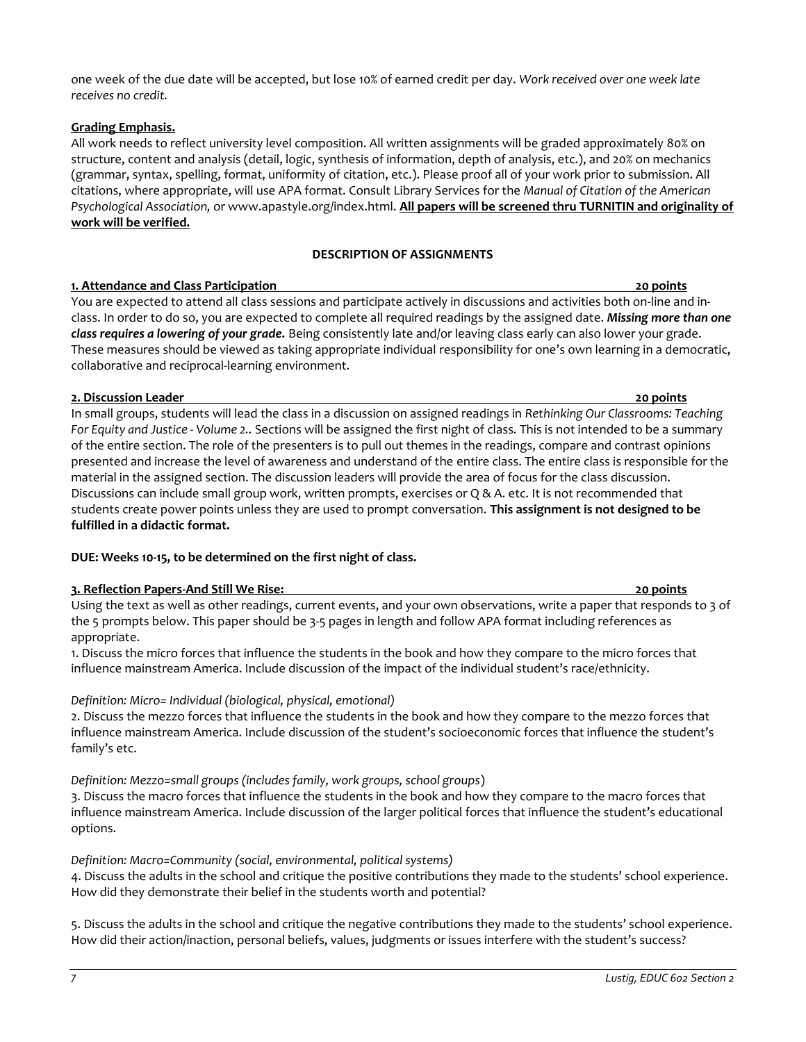one week of the due date will be accepted, but lose 10% of earned credit per day. *Work received over one week late receives no credit.*

**Grading Emphasis.**

All work needs to reflect university level composition. All written assignments will be graded approximately 80% on structure, content and analysis (detail, logic, synthesis of information, depth of analysis, etc.), and 20% on mechanics (grammar, syntax, spelling, format, uniformity of citation, etc.). Please proof all of your work prior to submission. All citations, where appropriate, will use APA format. Consult Library Services for the *Manual of Citation of the American Psychological Association,* or www.apastyle.org/index.html. **All papers will be screened thru TURNITIN and originality of work will be verified.**

## DESCRIPTION OF ASSIGNMENTS

**1. Attendance and Class Participation — 20 points**

You are expected to attend all class sessions and participate actively in discussions and activities both on-line and in-class. In order to do so, you are expected to complete all required readings by the assigned date. ***Missing more than one class requires a lowering of your grade.*** Being consistently late and/or leaving class early can also lower your grade. These measures should be viewed as taking appropriate individual responsibility for one's own learning in a democratic, collaborative and reciprocal-learning environment.

**2. Discussion Leader — 20 points**

In small groups, students will lead the class in a discussion on assigned readings in *Rethinking Our Classrooms: Teaching For Equity and Justice - Volume 2.*. Sections will be assigned the first night of class. This is not intended to be a summary of the entire section. The role of the presenters is to pull out themes in the readings, compare and contrast opinions presented and increase the level of awareness and understand of the entire class. The entire class is responsible for the material in the assigned section. The discussion leaders will provide the area of focus for the class discussion. Discussions can include small group work, written prompts, exercises or Q & A. etc. It is not recommended that students create power points unless they are used to prompt conversation. **This assignment is not designed to be fulfilled in a didactic format.**

**DUE: Weeks 10-15, to be determined on the first night of class.**

**3. Reflection Papers-And Still We Rise: — 20 points**

Using the text as well as other readings, current events, and your own observations, write a paper that responds to 3 of the 5 prompts below. This paper should be 3-5 pages in length and follow APA format including references as appropriate.

1. Discuss the micro forces that influence the students in the book and how they compare to the micro forces that influence mainstream America. Include discussion of the impact of the individual student's race/ethnicity.

*Definition: Micro= Individual (biological, physical, emotional)*

2. Discuss the mezzo forces that influence the students in the book and how they compare to the mezzo forces that influence mainstream America. Include discussion of the student's socioeconomic forces that influence the student's family's etc.

*Definition: Mezzo=small groups (includes family, work groups, school groups*)

3. Discuss the macro forces that influence the students in the book and how they compare to the macro forces that influence mainstream America. Include discussion of the larger political forces that influence the student's educational options.

*Definition: Macro=Community (social, environmental, political systems)*

4. Discuss the adults in the school and critique the positive contributions they made to the students' school experience. How did they demonstrate their belief in the students worth and potential?

5. Discuss the adults in the school and critique the negative contributions they made to the students' school experience. How did their action/inaction, personal beliefs, values, judgments or issues interfere with the student's success?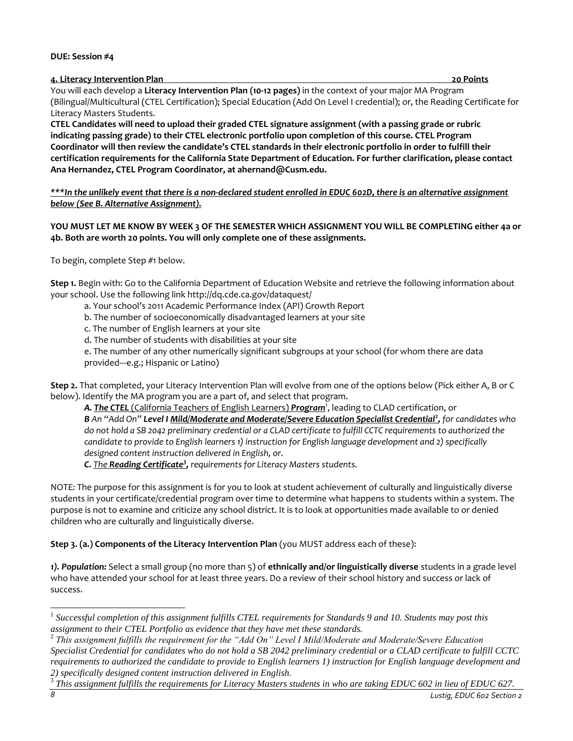**DUE: Session #4**

**4. Literacy Intervention Plan 20 Points**

You will each develop a **Literacy Intervention Plan (10-12 pages)** in the context of your major MA Program (Bilingual/Multicultural (CTEL Certification); Special Education (Add On Level I credential); or, the Reading Certificate for Literacy Masters Students.

**CTEL Candidates will need to upload their graded CTEL signature assignment (with a passing grade or rubric indicating passing grade) to their CTEL electronic portfolio upon completion of this course. CTEL Program Coordinator will then review the candidate's CTEL standards in their electronic portfolio in order to fulfill their certification requirements for the California State Department of Education. For further clarification, please contact Ana Hernandez, CTEL Program Coordinator, at ahernand@Cusm.edu.**

***<u>***In the unlikely event that there is a non-declared student enrolled in EDUC 602D, there is an alternative assignment below (See B. Alternative Assignment).</u>***

**YOU MUST LET ME KNOW BY WEEK 3 OF THE SEMESTER WHICH ASSIGNMENT YOU WILL BE COMPLETING either 4a or 4b. Both are worth 20 points. You will only complete one of these assignments.**

To begin, complete Step #1 below.

**Step 1.** Begin with: Go to the California Department of Education Website and retrieve the following information about your school. Use the following link http://dq.cde.ca.gov/dataquest/

- a. Your school's 2011 Academic Performance Index (API) Growth Report
- b. The number of socioeconomically disadvantaged learners at your site
- c. The number of English learners at your site
- d. The number of students with disabilities at your site
- e. The number of any other numerically significant subgroups at your school (for whom there are data provided---e.g.; Hispanic or Latino)

**Step 2.** That completed, your Literacy Intervention Plan will evolve from one of the options below (Pick either A, B or C below). Identify the MA program you are a part of, and select that program.

***A. <u>The CTEL</u>*** <u>(California Teachers of English Learners)</u> ***<u>Program</u>***[1], leading to CLAD certification, or

***B*** *An "Add On"* ***Level I <u>Mild/Moderate and Moderate/Severe Education Specialist Credential</u>***[2]***,*** *for candidates who do not hold a SB 2042 preliminary credential or a CLAD certificate to fulfill CCTC requirements to authorized the candidate to provide to English learners 1) instruction for English language development and 2) specifically designed content instruction delivered in English, or.*

***C.*** *<u>The</u>* ***<u>Reading Certificate</u>***[3]***,*** *requirements for Literacy Masters students.*

NOTE: The purpose for this assignment is for you to look at student achievement of culturally and linguistically diverse students in your certificate/credential program over time to determine what happens to students within a system. The purpose is not to examine and criticize any school district. It is to look at opportunities made available to or denied children who are culturally and linguistically diverse.

**Step 3. (a.) Components of the Literacy Intervention Plan** (you MUST address each of these):

***1). Population:*** Select a small group (no more than 5) of **ethnically and/or linguistically diverse** students in a grade level who have attended your school for at least three years. Do a review of their school history and success or lack of success.

---

[1] *Successful completion of this assignment fulfills CTEL requirements for Standards 9 and 10. Students may post this assignment to their CTEL Portfolio as evidence that they have met these standards.*

[2] *This assignment fulfills the requirement for the "Add On" Level I Mild/Moderate and Moderate/Severe Education Specialist Credential for candidates who do not hold a SB 2042 preliminary credential or a CLAD certificate to fulfill CCTC requirements to authorized the candidate to provide to English learners 1) instruction for English language development and 2) specifically designed content instruction delivered in English.*

[3] *This assignment fulfills the requirements for Literacy Masters students in who are taking EDUC 602 in lieu of EDUC 627.*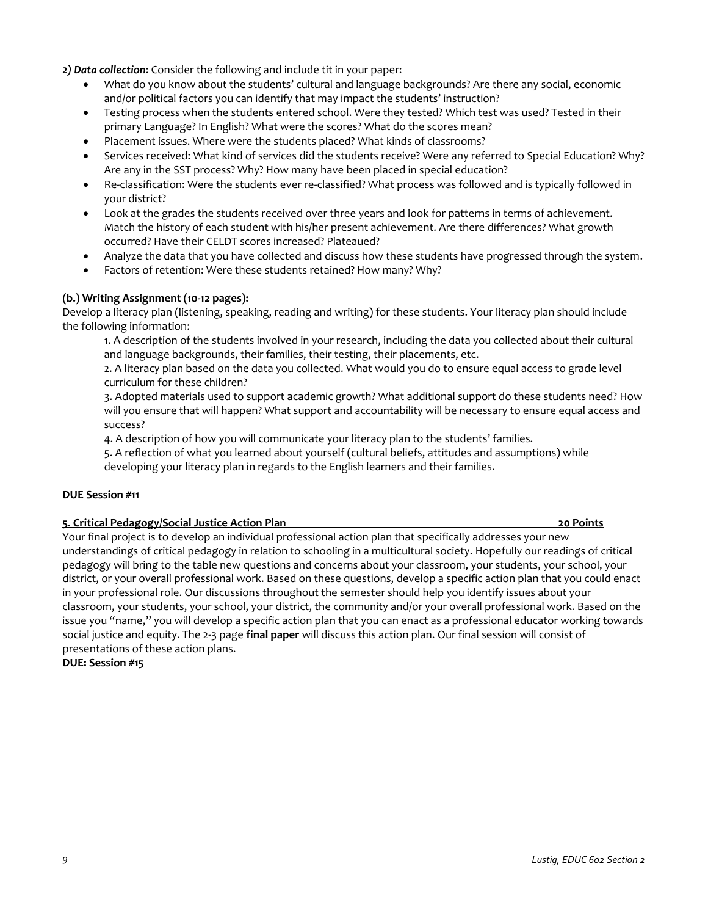*2) Data collection*: Consider the following and include tit in your paper:

- What do you know about the students' cultural and language backgrounds? Are there any social, economic and/or political factors you can identify that may impact the students' instruction?
- Testing process when the students entered school. Were they tested? Which test was used? Tested in their primary Language? In English? What were the scores? What do the scores mean?
- Placement issues. Where were the students placed? What kinds of classrooms?
- Services received: What kind of services did the students receive? Were any referred to Special Education? Why? Are any in the SST process? Why? How many have been placed in special education?
- Re-classification: Were the students ever re-classified? What process was followed and is typically followed in your district?
- Look at the grades the students received over three years and look for patterns in terms of achievement. Match the history of each student with his/her present achievement. Are there differences? What growth occurred? Have their CELDT scores increased? Plateaued?
- Analyze the data that you have collected and discuss how these students have progressed through the system.
- Factors of retention: Were these students retained? How many? Why?

**(b.) Writing Assignment (10-12 pages):**

Develop a literacy plan (listening, speaking, reading and writing) for these students. Your literacy plan should include the following information:

1. A description of the students involved in your research, including the data you collected about their cultural and language backgrounds, their families, their testing, their placements, etc.
2. A literacy plan based on the data you collected. What would you do to ensure equal access to grade level curriculum for these children?
3. Adopted materials used to support academic growth? What additional support do these students need? How will you ensure that will happen? What support and accountability will be necessary to ensure equal access and success?
4. A description of how you will communicate your literacy plan to the students' families.
5. A reflection of what you learned about yourself (cultural beliefs, attitudes and assumptions) while developing your literacy plan in regards to the English learners and their families.

**DUE Session #11**

**5. Critical Pedagogy/Social Justice Action Plan — 20 Points**

Your final project is to develop an individual professional action plan that specifically addresses your new understandings of critical pedagogy in relation to schooling in a multicultural society. Hopefully our readings of critical pedagogy will bring to the table new questions and concerns about your classroom, your students, your school, your district, or your overall professional work. Based on these questions, develop a specific action plan that you could enact in your professional role. Our discussions throughout the semester should help you identify issues about your classroom, your students, your school, your district, the community and/or your overall professional work. Based on the issue you "name," you will develop a specific action plan that you can enact as a professional educator working towards social justice and equity. The 2-3 page **final paper** will discuss this action plan. Our final session will consist of presentations of these action plans.

**DUE: Session #15**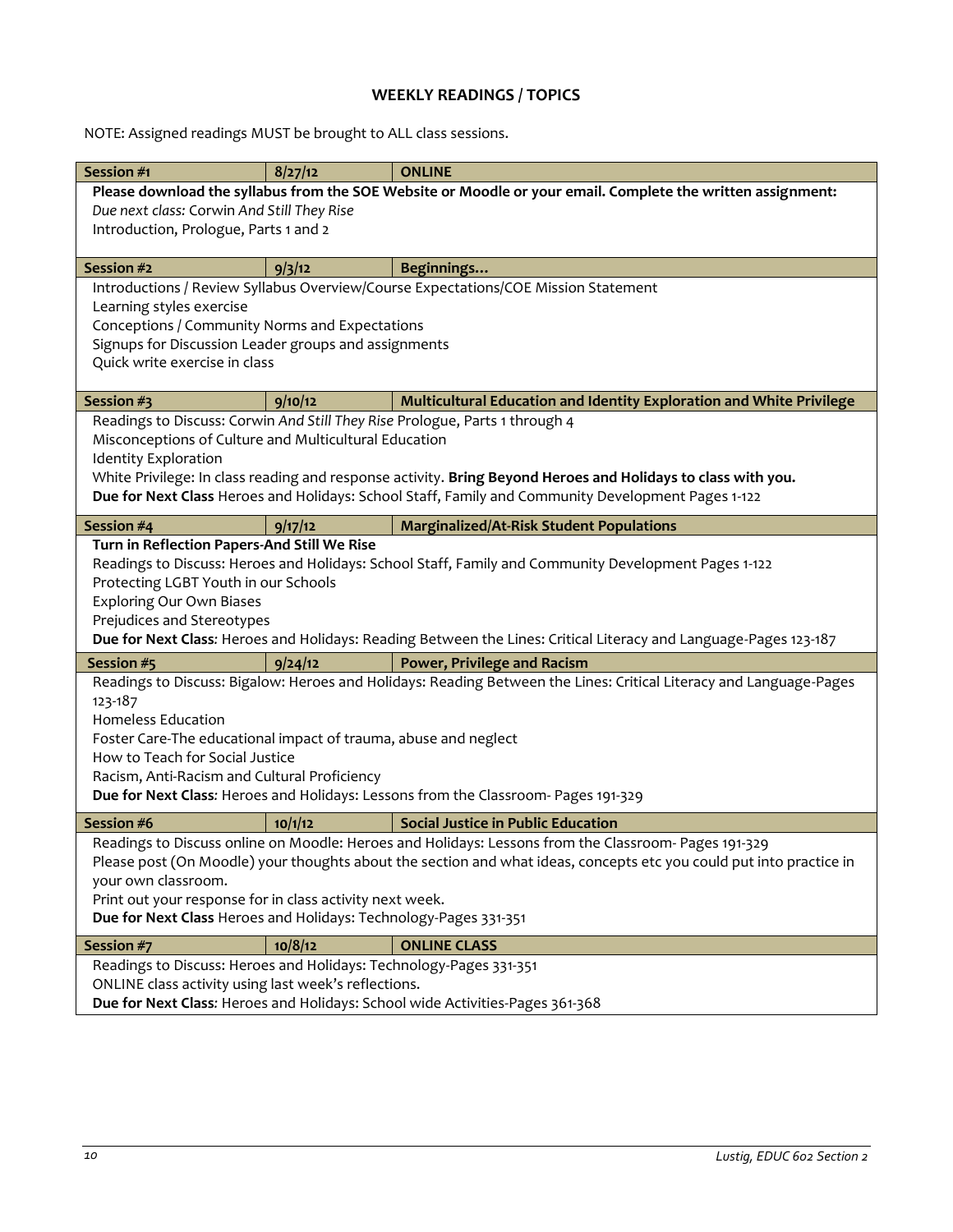## WEEKLY READINGS / TOPICS

NOTE: Assigned readings MUST be brought to ALL class sessions.

| Session #1 | 8/27/12 | ONLINE |
|---|---|---|
| **Please download the syllabus from the SOE Website or Moodle or your email. Complete the written assignment:**<br>*Due next class:* Corwin *And Still They Rise*<br>Introduction, Prologue, Parts 1 and 2 | | |
| **Session #2** | **9/3/12** | **Beginnings…** |
| Introductions / Review Syllabus Overview/Course Expectations/COE Mission Statement<br>Learning styles exercise<br>Conceptions / Community Norms and Expectations<br>Signups for Discussion Leader groups and assignments<br>Quick write exercise in class | | |
| **Session #3** | **9/10/12** | **Multicultural Education and Identity Exploration and White Privilege** |
| Readings to Discuss: Corwin *And Still They Rise* Prologue, Parts 1 through 4<br>Misconceptions of Culture and Multicultural Education<br>Identity Exploration<br>White Privilege: In class reading and response activity. **Bring Beyond Heroes and Holidays to class with you.**<br>**Due for Next Class** Heroes and Holidays: School Staff, Family and Community Development Pages 1-122 | | |
| **Session #4** | **9/17/12** | **Marginalized/At-Risk Student Populations** |
| **Turn in Reflection Papers-And Still We Rise**<br>Readings to Discuss: Heroes and Holidays: School Staff, Family and Community Development Pages 1-122<br>Protecting LGBT Youth in our Schools<br>Exploring Our Own Biases<br>Prejudices and Stereotypes<br>**Due for Next Class***:* Heroes and Holidays: Reading Between the Lines: Critical Literacy and Language-Pages 123-187 | | |
| **Session #5** | **9/24/12** | **Power, Privilege and Racism** |
| Readings to Discuss: Bigalow: Heroes and Holidays: Reading Between the Lines: Critical Literacy and Language-Pages 123-187<br>Homeless Education<br>Foster Care-The educational impact of trauma, abuse and neglect<br>How to Teach for Social Justice<br>Racism, Anti-Racism and Cultural Proficiency<br>**Due for Next Class***:* Heroes and Holidays: Lessons from the Classroom- Pages 191-329 | | |
| **Session #6** | **10/1/12** | **Social Justice in Public Education** |
| Readings to Discuss online on Moodle: Heroes and Holidays: Lessons from the Classroom- Pages 191-329<br>Please post (On Moodle) your thoughts about the section and what ideas, concepts etc you could put into practice in your own classroom.<br>Print out your response for in class activity next week.<br>**Due for Next Class** Heroes and Holidays: Technology-Pages 331-351 | | |
| **Session #7** | **10/8/12** | **ONLINE CLASS** |
| Readings to Discuss: Heroes and Holidays: Technology-Pages 331-351<br>ONLINE class activity using last week's reflections.<br>**Due for Next Class***:* Heroes and Holidays: School wide Activities-Pages 361-368 | | |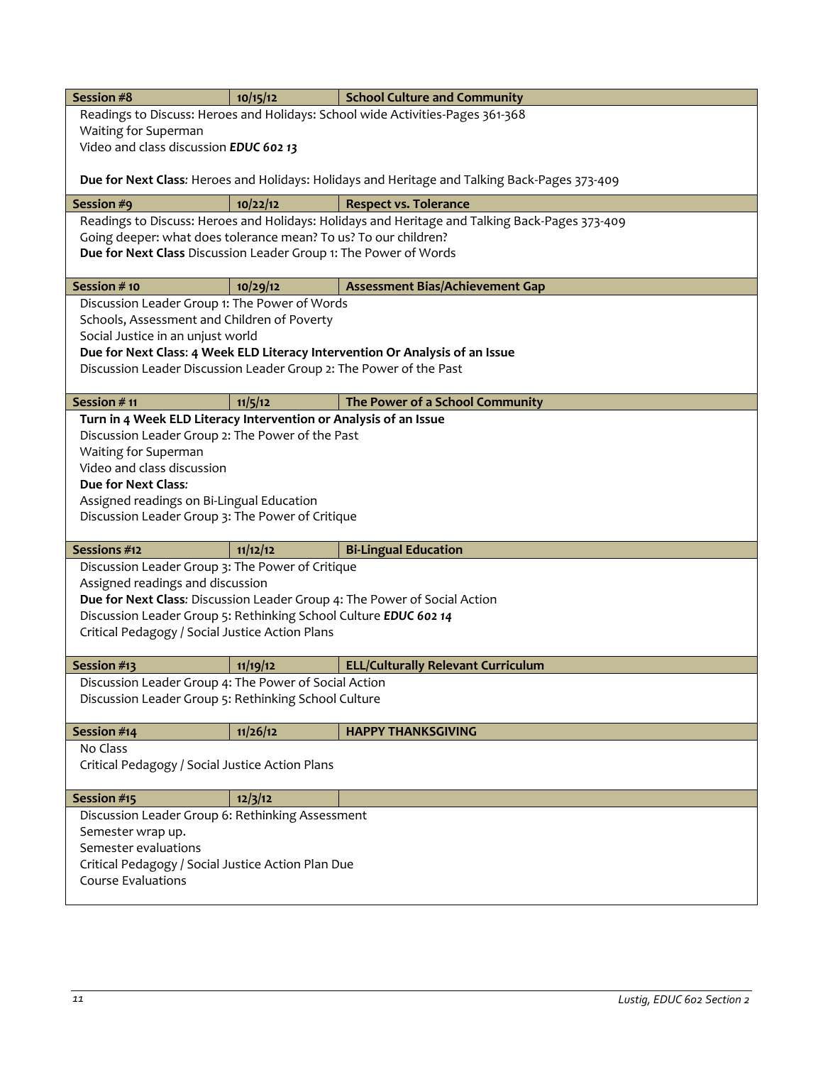| Session #8 | 10/15/12 | School Culture and Community |
|---|---|---|
| Readings to Discuss: Heroes and Holidays: School wide Activities-Pages 361-368<br>Waiting for Superman<br>Video and class discussion ***EDUC 602 13***<br><br>**Due for Next Class***:* Heroes and Holidays: Holidays and Heritage and Talking Back-Pages 373-409 | | |
| **Session #9** | **10/22/12** | **Respect vs. Tolerance** |
| Readings to Discuss: Heroes and Holidays: Holidays and Heritage and Talking Back-Pages 373-409<br>Going deeper: what does tolerance mean? To us? To our children?<br>**Due for Next Class** Discussion Leader Group 1: The Power of Words | | |
| **Session # 10** | **10/29/12** | **Assessment Bias/Achievement Gap** |
| Discussion Leader Group 1: The Power of Words<br>Schools, Assessment and Children of Poverty<br>Social Justice in an unjust world<br>**Due for Next Class: 4 Week ELD Literacy Intervention Or Analysis of an Issue**<br>Discussion Leader Discussion Leader Group 2: The Power of the Past | | |
| **Session # 11** | **11/5/12** | **The Power of a School Community** |
| **Turn in 4 Week ELD Literacy Intervention or Analysis of an Issue**<br>Discussion Leader Group 2: The Power of the Past<br>Waiting for Superman<br>Video and class discussion<br>**Due for Next Class***:*<br>Assigned readings on Bi-Lingual Education<br>Discussion Leader Group 3: The Power of Critique | | |
| **Sessions #12** | **11/12/12** | **Bi-Lingual Education** |
| Discussion Leader Group 3: The Power of Critique<br>Assigned readings and discussion<br>**Due for Next Class***:* Discussion Leader Group 4: The Power of Social Action<br>Discussion Leader Group 5: Rethinking School Culture ***EDUC 602 14***<br>Critical Pedagogy / Social Justice Action Plans | | |
| **Session #13** | **11/19/12** | **ELL/Culturally Relevant Curriculum** |
| Discussion Leader Group 4: The Power of Social Action<br>Discussion Leader Group 5: Rethinking School Culture | | |
| **Session #14** | **11/26/12** | **HAPPY THANKSGIVING** |
| No Class<br>Critical Pedagogy / Social Justice Action Plans | | |
| **Session #15** | **12/3/12** | |
| Discussion Leader Group 6: Rethinking Assessment<br>Semester wrap up.<br>Semester evaluations<br>Critical Pedagogy / Social Justice Action Plan Due<br>Course Evaluations | | |